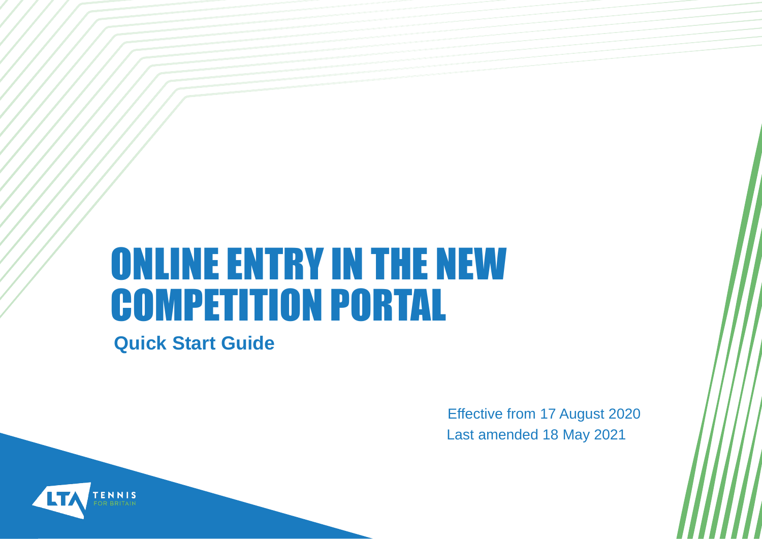# ONLINE ENTRY IN THE NEW COMPETITION PORTAL

## Quick Start Guide

Effective from 17 August 2020

Last amended 18 May 2021

LTA TENNIS FOR BRITAIN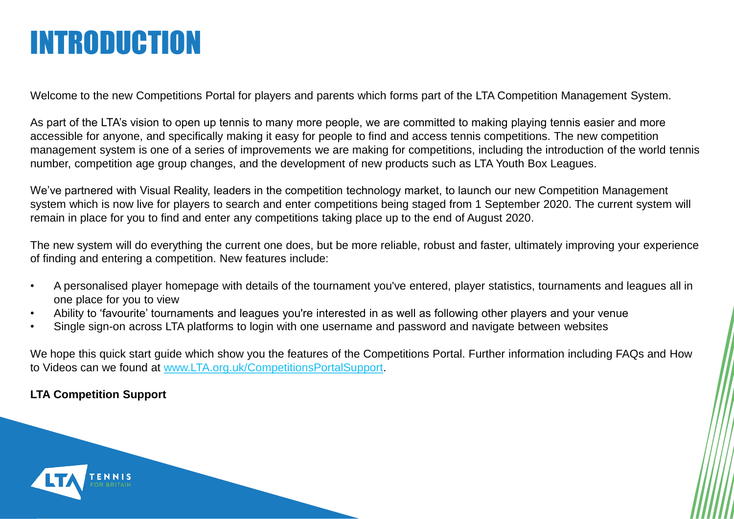# INTRODUCTION

Welcome to the new Competitions Portal for players and parents which forms part of the LTA Competition Management System.

As part of the LTA's vision to open up tennis to many more people, we are committed to making playing tennis easier and more accessible for anyone, and specifically making it easy for people to find and access tennis competitions. The new competition management system is one of a series of improvements we are making for competitions, including the introduction of the world tennis number, competition age group changes, and the development of new products such as LTA Youth Box Leagues.

We've partnered with Visual Reality, leaders in the competition technology market, to launch our new Competition Management system which is now live for players to search and enter competitions being staged from 1 September 2020. The current system will remain in place for you to find and enter any competitions taking place up to the end of August 2020.

The new system will do everything the current one does, but be more reliable, robust and faster, ultimately improving your experience of finding and entering a competition. New features include:

- A personalised player homepage with details of the tournament you've entered, player statistics, tournaments and leagues all in one place for you to view
- Ability to 'favourite' tournaments and leagues you're interested in as well as following other players and your venue
- Single sign-on across LTA platforms to login with one username and password and navigate between websites

We hope this quick start guide which show you the features of the Competitions Portal. Further information including FAQs and How to Videos can we found at [www.LTA.org.uk/CompetitionsPortalSupport](www.LTA.org.uk/CompetitionsPortalSupport).

**LTA Competition Support**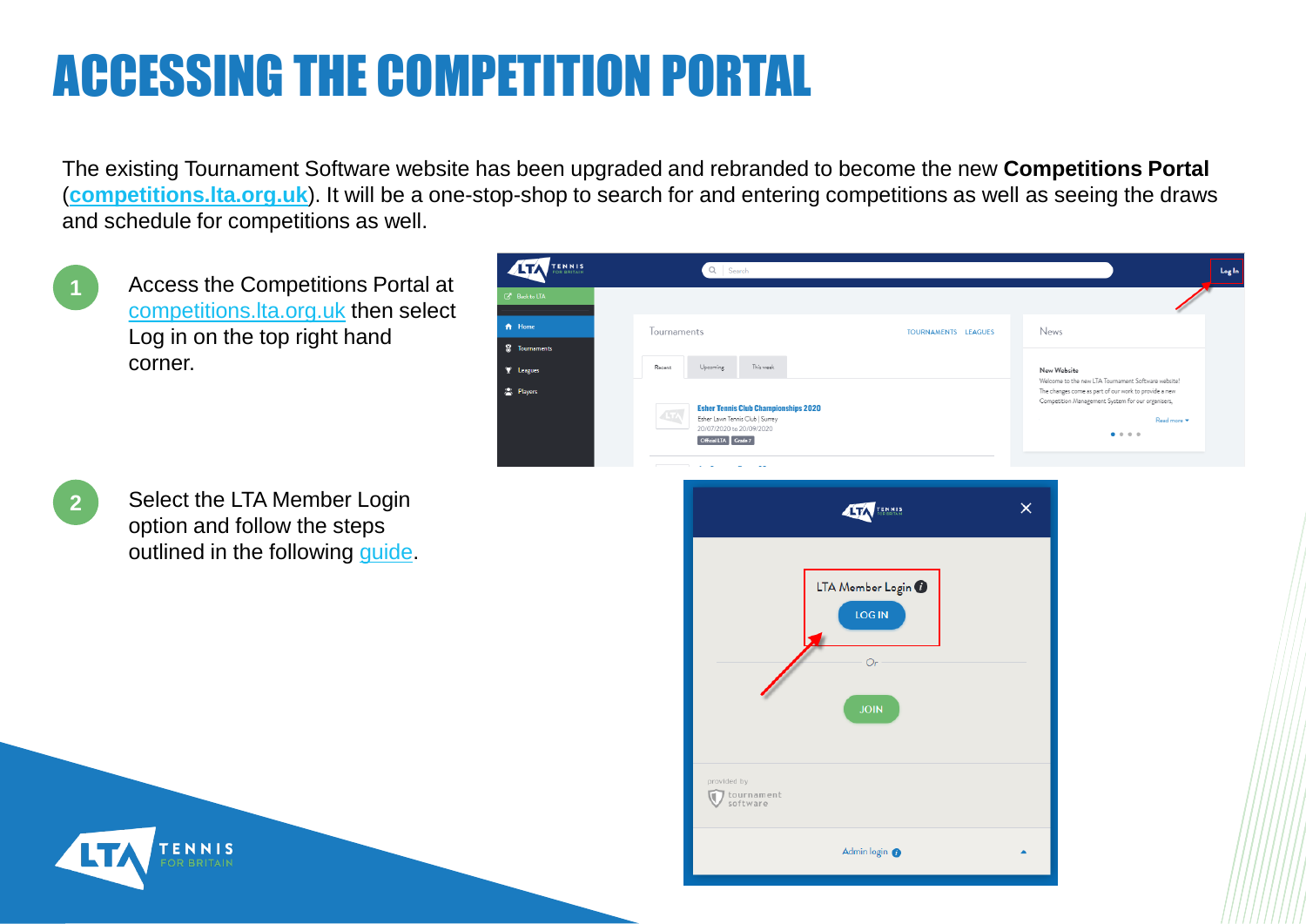# ACCESSING THE COMPETITION PORTAL

The existing Tournament Software website has been upgraded and rebranded to become the new **Competitions Portal** (**competitions.lta.org.uk**). It will be a one-stop-shop to search for and entering competitions as well as seeing the draws and schedule for competitions as well.

1. Access the Competitions Portal at competitions.lta.org.uk then select Log in on the top right hand corner.

2. Select the LTA Member Login option and follow the steps outlined in the following guide.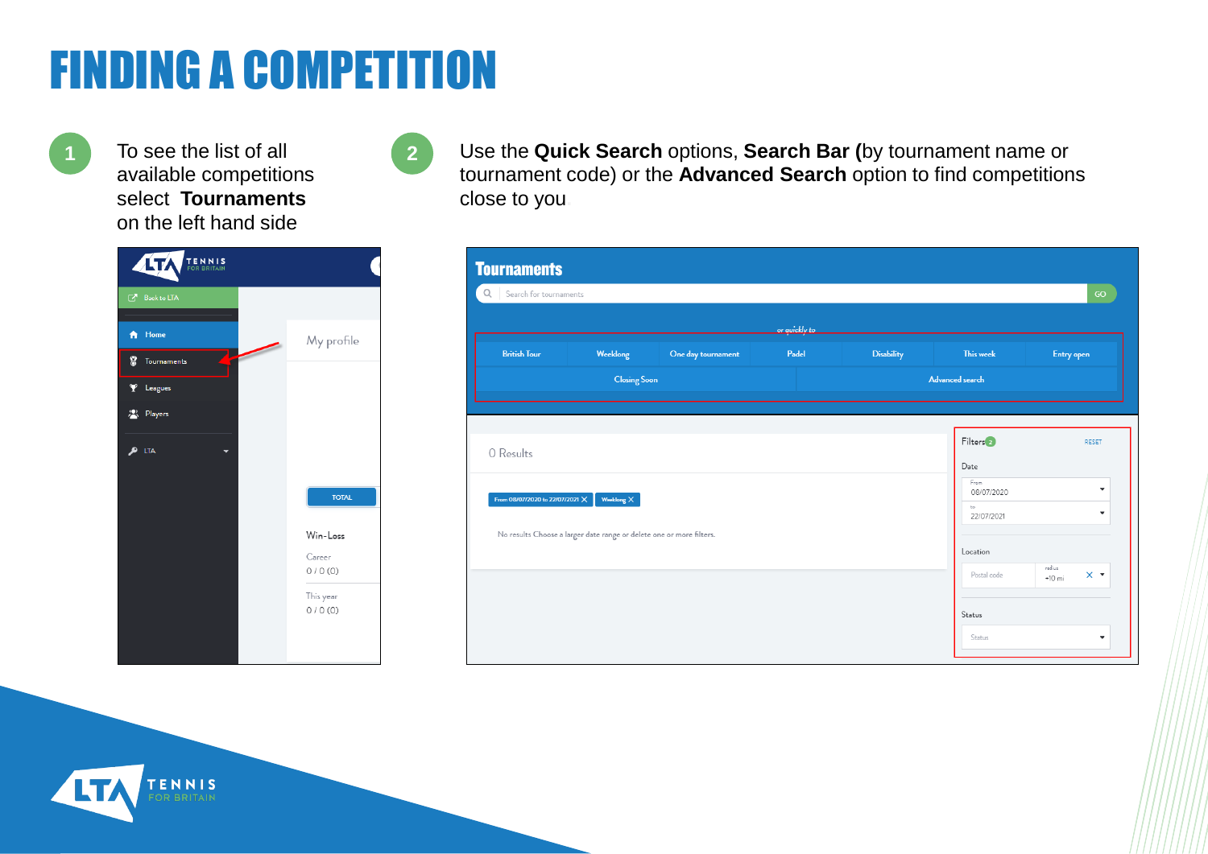# FINDING A COMPETITION

1. To see the list of all available competitions select **Tournaments** on the left hand side

2. Use the **Quick Search** options, **Search Bar (**by tournament name or tournament code) or the **Advanced Search** option to find competitions close to you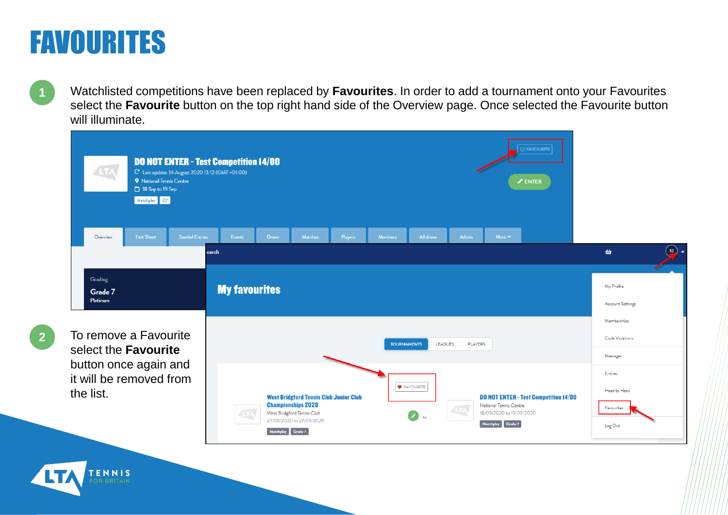# FAVOURITES

1. Watchlisted competitions have been replaced by **Favourites**. In order to add a tournament onto your Favourites select the **Favourite** button on the top right hand side of the Overview page. Once selected the Favourite button will illuminate.

2. To remove a Favourite select the **Favourite** button once again and it will be removed from the list.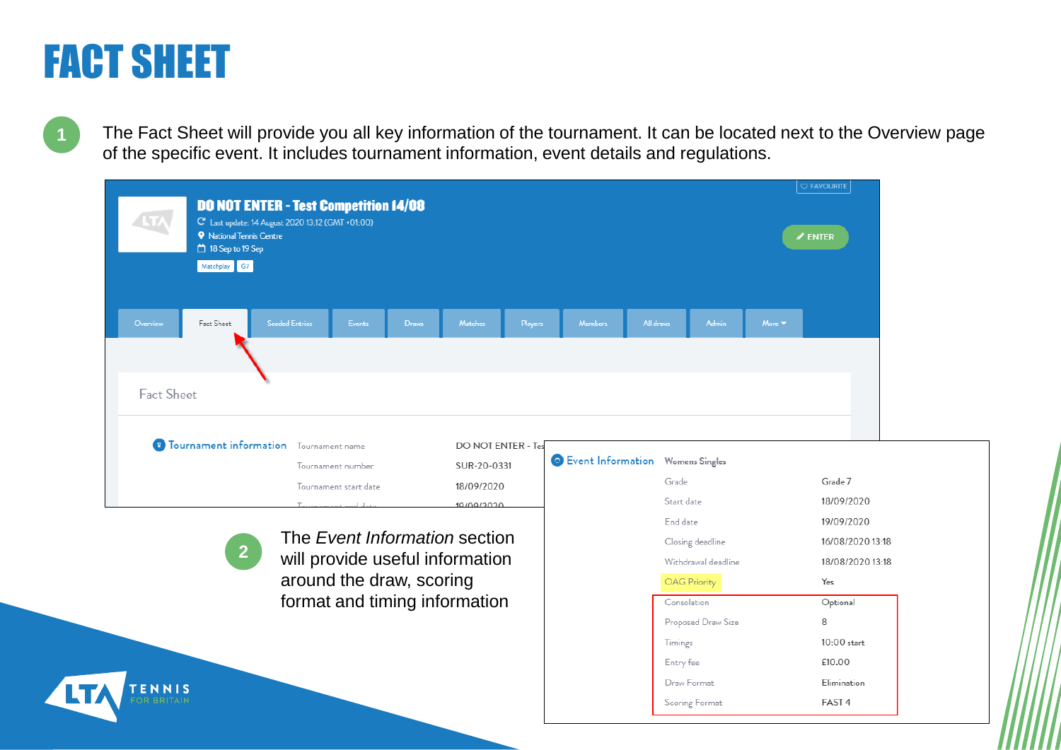# FACT SHEET

1. The Fact Sheet will provide you all key information of the tournament. It can be located next to the Overview page of the specific event. It includes tournament information, event details and regulations.

DO NOT ENTER - Test Competition 14/08

Last update: 14 August 2020 13:12 (GMT +01:00)

National Tennis Centre

18 Sep to 19 Sep

Matchplay | G7

FAVOURITE

ENTER

Overview | Fact Sheet | Seeded Entries | Events | Draws | Matches | Players | Members | All draws | Admin | More

Fact Sheet

**Tournament information**

| | |
|---|---|
| Tournament name | DO NOT ENTER - Tes |
| Tournament number | SUR-20-0331 |
| Tournament start date | 18/09/2020 |
| Tournament end date | 19/09/2020 |

2. The *Event Information* section will provide useful information around the draw, scoring format and timing information

**Event Information** — Womens Singles

| | |
|---|---|
| Grade | Grade 7 |
| Start date | 18/09/2020 |
| End date | 19/09/2020 |
| Closing deadline | 16/08/2020 13:18 |
| Withdrawal deadline | 18/08/2020 13:18 |
| OAG Priority | Yes |
| Consolation | Optional |
| Proposed Draw Size | 8 |
| Timings | 10:00 start |
| Entry fee | £10.00 |
| Draw Format | Elimination |
| Scoring Format | FAST 4 |

LTA TENNIS FOR BRITAIN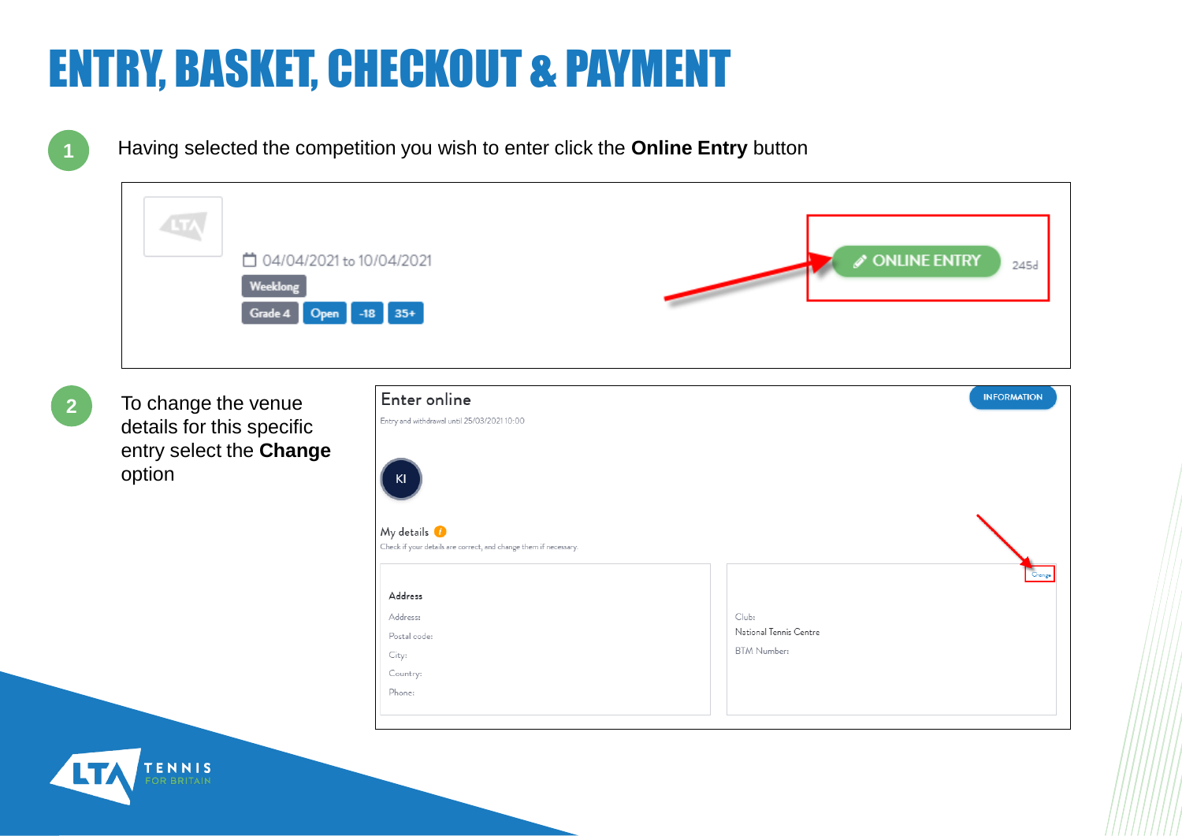# ENTRY, BASKET, CHECKOUT & PAYMENT

1. Having selected the competition you wish to enter click the **Online Entry** button

04/04/2021 to 10/04/2021

Weeklong

Grade 4 | Open | -18 | 35+

ONLINE ENTRY 245d

2. To change the venue details for this specific entry select the **Change** option

Enter online

Entry and withdrawal until 25/03/2021 10:00

INFORMATION

KI

My details

Check if your details are correct, and change them if necessary.

Address

Address:

Postal code:

City:

Country:

Phone:

Change

Club:

National Tennis Centre

BTM Number: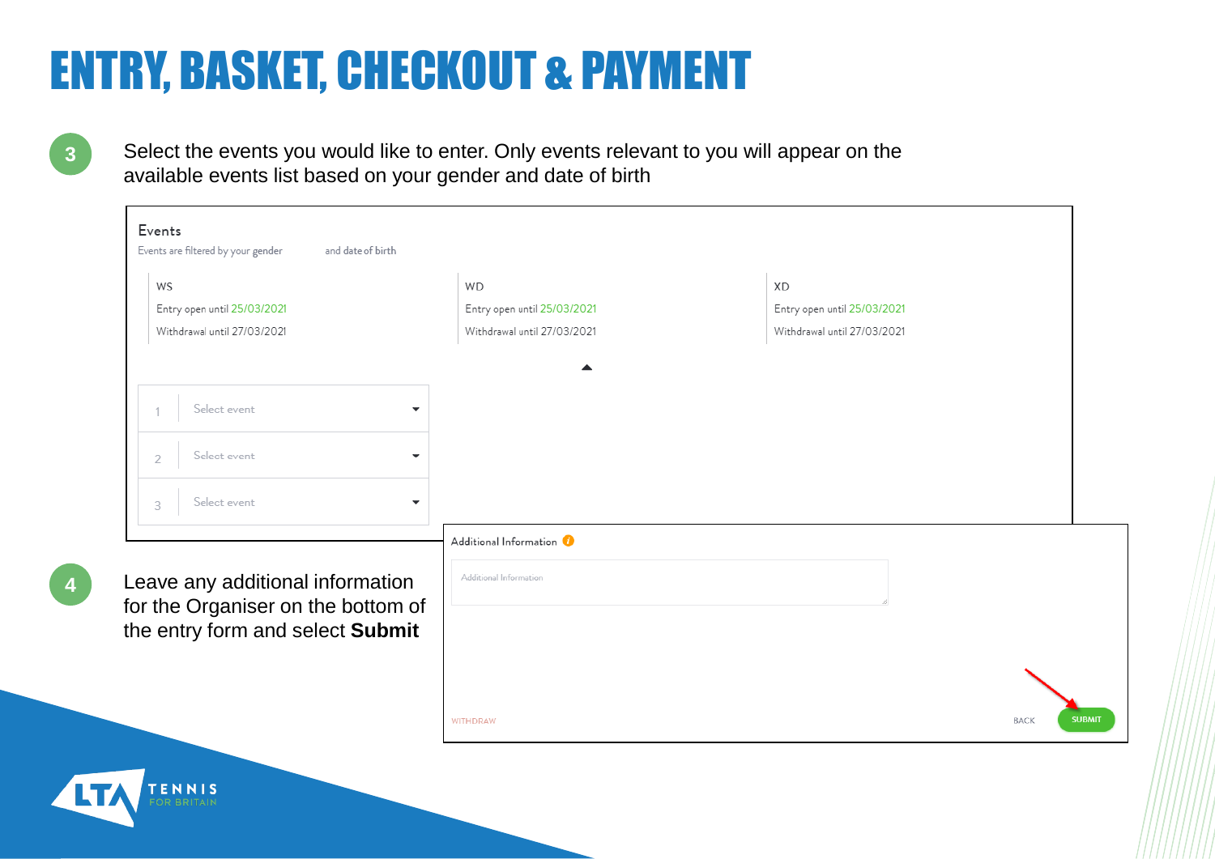# ENTRY, BASKET, CHECKOUT & PAYMENT

**3** Select the events you would like to enter. Only events relevant to you will appear on the available events list based on your gender and date of birth

Events

Events are filtered by your gender and date of birth

| WS | WD | XD |
|---|---|---|
| Entry open until 25/03/2021 | Entry open until 25/03/2021 | Entry open until 25/03/2021 |
| Withdrawal until 27/03/2021 | Withdrawal until 27/03/2021 | Withdrawal until 27/03/2021 |

1 Select event

2 Select event

3 Select event

**4** Leave any additional information for the Organiser on the bottom of the entry form and select **Submit**

Additional Information

Additional Information

WITHDRAW BACK SUBMIT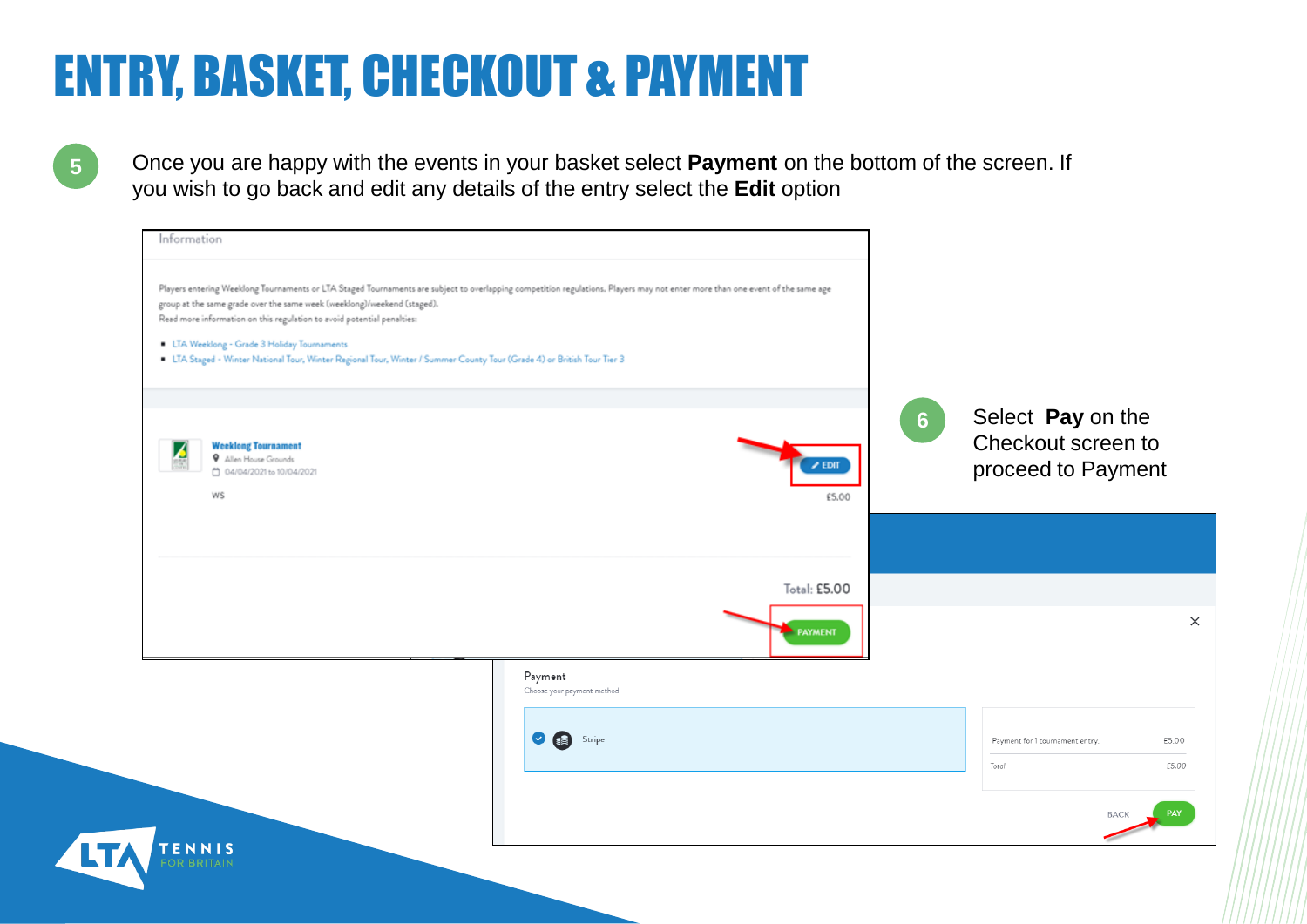# ENTRY, BASKET, CHECKOUT & PAYMENT

**5** Once you are happy with the events in your basket select **Payment** on the bottom of the screen. If you wish to go back and edit any details of the entry select the **Edit** option

Information

Players entering Weeklong Tournaments or LTA Staged Tournaments are subject to overlapping competition regulations. Players may not enter more than one event of the same age group at the same grade over the same week (weeklong)/weekend (staged).
Read more information on this regulation to avoid potential penalties:

- LTA Weeklong - Grade 3 Holiday Tournaments
- LTA Staged - Winter National Tour, Winter Regional Tour, Winter / Summer County Tour (Grade 4) or British Tour Tier 3

**Weeklong Tournament**
Allen House Grounds
04/04/2021 to 10/04/2021
WS

EDIT
£5.00

Total: £5.00

PAYMENT

**6** Select **Pay** on the Checkout screen to proceed to Payment

Payment
Choose your payment method

Stripe

| Payment for 1 tournament entry. | £5.00 |
| --- | --- |
| Total | £5.00 |

BACK PAY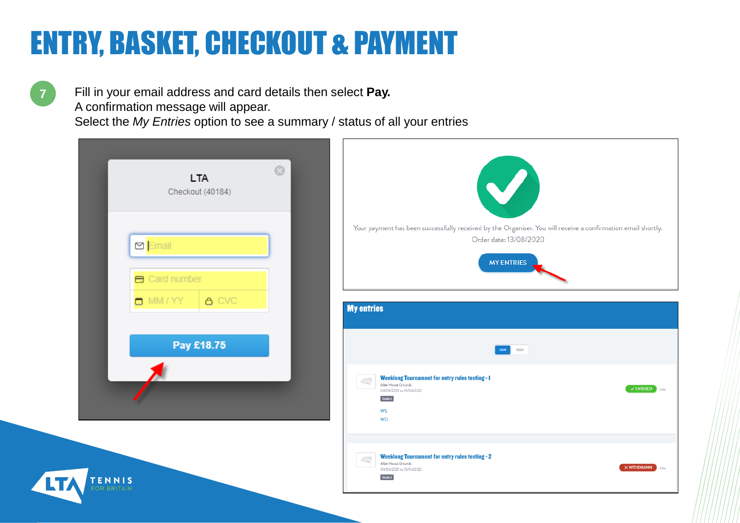# ENTRY, BASKET, CHECKOUT & PAYMENT

7

Fill in your email address and card details then select **Pay.**
A confirmation message will appear.
Select the *My Entries* option to see a summary / status of all your entries

LTA
Checkout (40184)

Email

Card number

MM / YY

CVC

Pay £18.75

Your payment has been successfully received by the Organiser. You will receive a confirmation email shortly.
Order date: 13/08/2020

MY ENTRIES

My entries

2021 2020

Weeklong Tournament for entry rules testing - 1
Allen House Grounds
04/04/2021 to 10/04/2021
Grade 3
WS
WD
ENTERED

Weeklong Tournament for entry rules testing - 2
Allen House Grounds
04/04/2021 to 10/04/2021
Grade 3
WITHDRAWN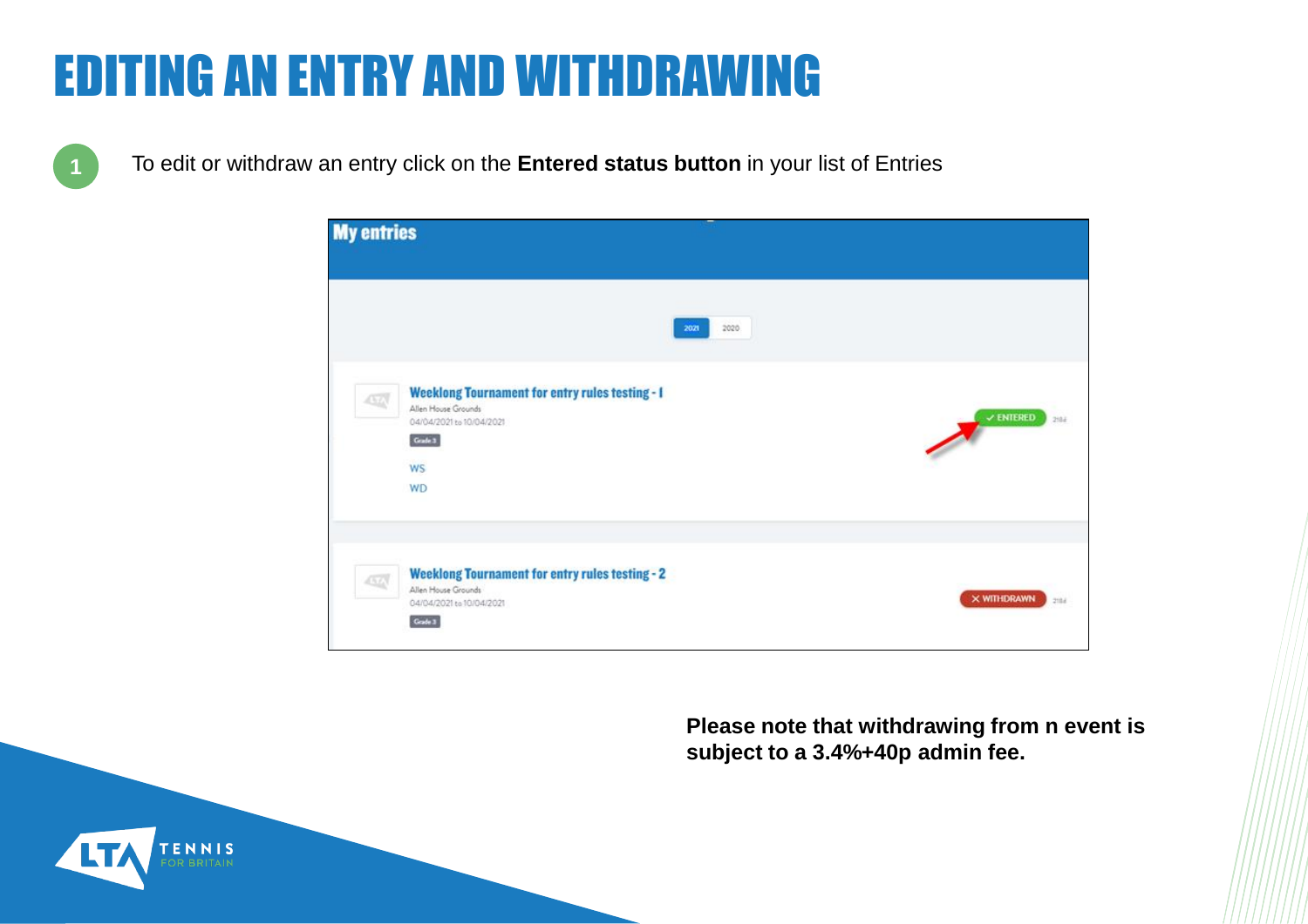# EDITING AN ENTRY AND WITHDRAWING

1. To edit or withdraw an entry click on the **Entered status button** in your list of Entries

**Please note that withdrawing from n event is subject to a 3.4%+40p admin fee.**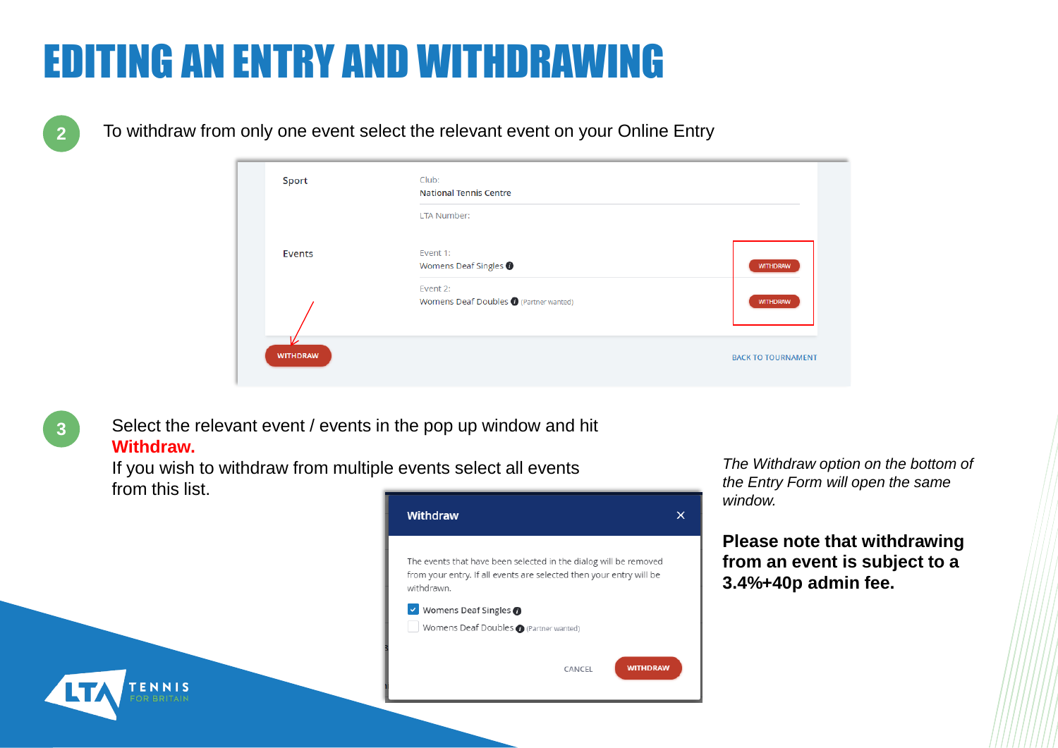# EDITING AN ENTRY AND WITHDRAWING

**2** To withdraw from only one event select the relevant event on your Online Entry

Sport

Club:
National Tennis Centre

LTA Number:

Events

Event 1:
Womens Deaf Singles — WITHDRAW

Event 2:
Womens Deaf Doubles (Partner wanted) — WITHDRAW

WITHDRAW

BACK TO TOURNAMENT

**3** Select the relevant event / events in the pop up window and hit **Withdraw.**
If you wish to withdraw from multiple events select all events from this list.

**Withdraw**

The events that have been selected in the dialog will be removed from your entry. If all events are selected then your entry will be withdrawn.

- [x] Womens Deaf Singles
- [ ] Womens Deaf Doubles (Partner wanted)

CANCEL WITHDRAW

*The Withdraw option on the bottom of the Entry Form will open the same window.*

**Please note that withdrawing from an event is subject to a 3.4%+40p admin fee.**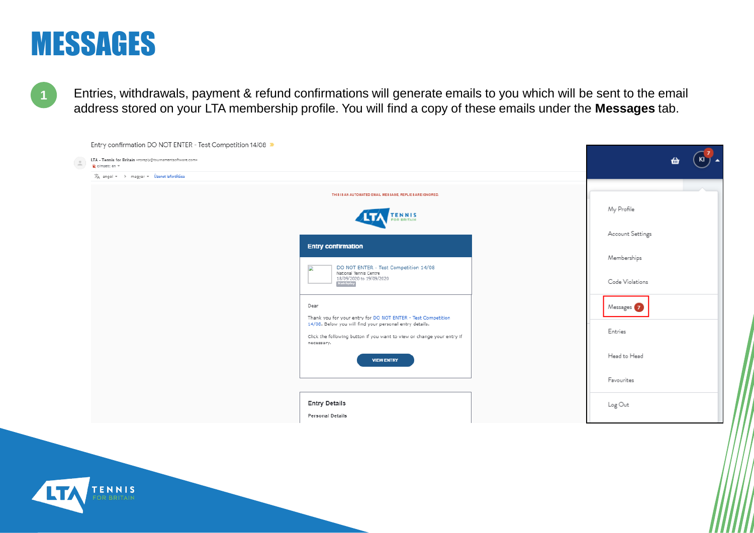# MESSAGES

1. Entries, withdrawals, payment & refund confirmations will generate emails to you which will be sent to the email address stored on your LTA membership profile. You will find a copy of these emails under the **Messages** tab.